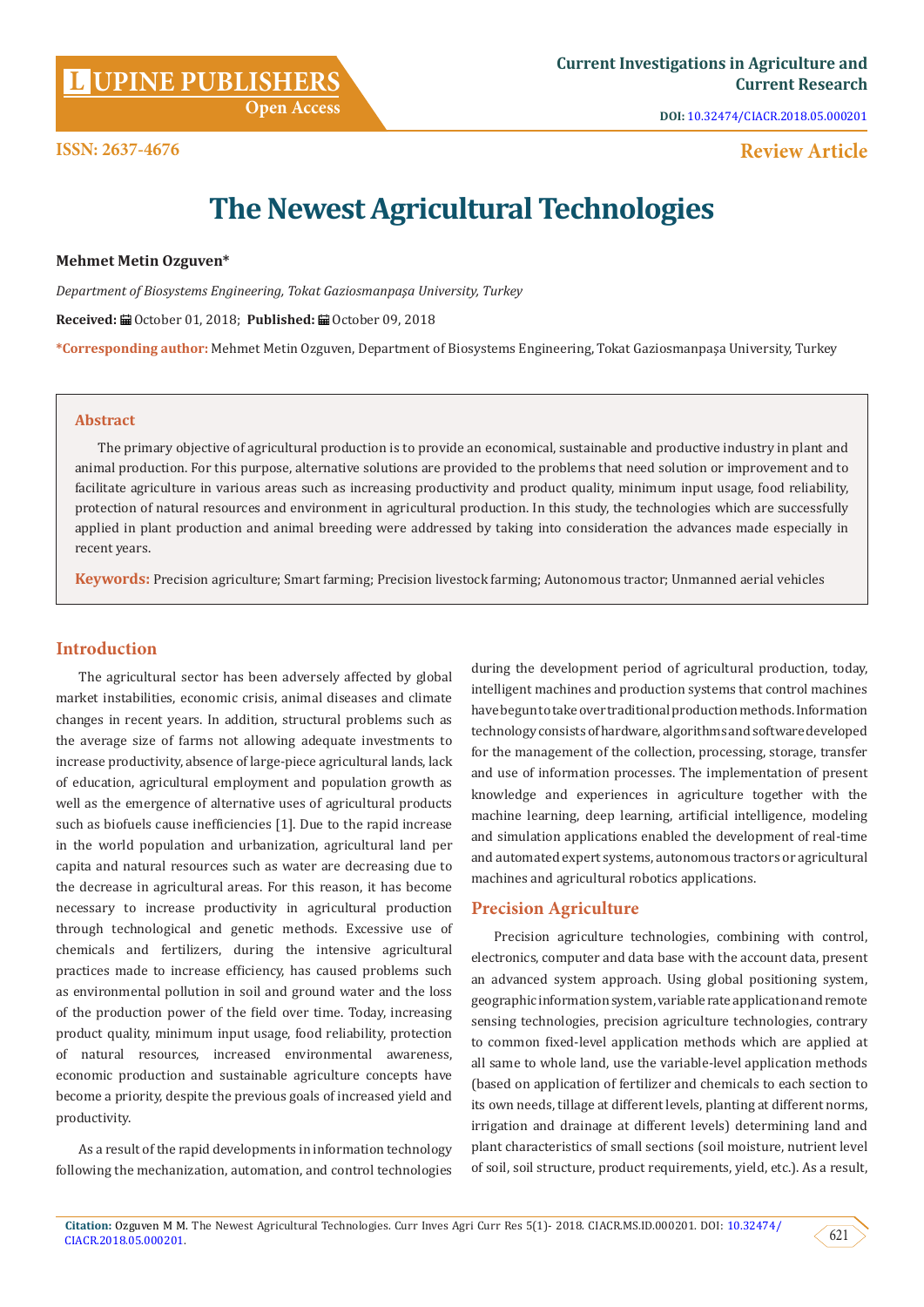ISSN: 2637-4676

**Review Article**

# The Newest Agricultural Technologies

**Mehmet Metin Ozguven***

*Department of Biosystems Engineering, Tokat Gaziosmanpaşa University, Turkey*

**Received:** October 01, 2018; **Published:** October 09, 2018

***Corresponding author:** Mehmet Metin Ozguven, Department of Biosystems Engineering, Tokat Gaziosmanpaşa University, Turkey

## Abstract

The primary objective of agricultural production is to provide an economical, sustainable and productive industry in plant and animal production. For this purpose, alternative solutions are provided to the problems that need solution or improvement and to facilitate agriculture in various areas such as increasing productivity and product quality, minimum input usage, food reliability, protection of natural resources and environment in agricultural production. In this study, the technologies which are successfully applied in plant production and animal breeding were addressed by taking into consideration the advances made especially in recent years.

**Keywords:** Precision agriculture; Smart farming; Precision livestock farming; Autonomous tractor; Unmanned aerial vehicles

## Introduction

The agricultural sector has been adversely affected by global market instabilities, economic crisis, animal diseases and climate changes in recent years. In addition, structural problems such as the average size of farms not allowing adequate investments to increase productivity, absence of large-piece agricultural lands, lack of education, agricultural employment and population growth as well as the emergence of alternative uses of agricultural products such as biofuels cause inefficiencies [1]. Due to the rapid increase in the world population and urbanization, agricultural land per capita and natural resources such as water are decreasing due to the decrease in agricultural areas. For this reason, it has become necessary to increase productivity in agricultural production through technological and genetic methods. Excessive use of chemicals and fertilizers, during the intensive agricultural practices made to increase efficiency, has caused problems such as environmental pollution in soil and ground water and the loss of the production power of the field over time. Today, increasing product quality, minimum input usage, food reliability, protection of natural resources, increased environmental awareness, economic production and sustainable agriculture concepts have become a priority, despite the previous goals of increased yield and productivity.

As a result of the rapid developments in information technology following the mechanization, automation, and control technologies during the development period of agricultural production, today, intelligent machines and production systems that control machines have begun to take over traditional production methods. Information technology consists of hardware, algorithms and software developed for the management of the collection, processing, storage, transfer and use of information processes. The implementation of present knowledge and experiences in agriculture together with the machine learning, deep learning, artificial intelligence, modeling and simulation applications enabled the development of real-time and automated expert systems, autonomous tractors or agricultural machines and agricultural robotics applications.

## Precision Agriculture

Precision agriculture technologies, combining with control, electronics, computer and data base with the account data, present an advanced system approach. Using global positioning system, geographic information system, variable rate application and remote sensing technologies, precision agriculture technologies, contrary to common fixed-level application methods which are applied at all same to whole land, use the variable-level application methods (based on application of fertilizer and chemicals to each section to its own needs, tillage at different levels, planting at different norms, irrigation and drainage at different levels) determining land and plant characteristics of small sections (soil moisture, nutrient level of soil, soil structure, product requirements, yield, etc.). As a result,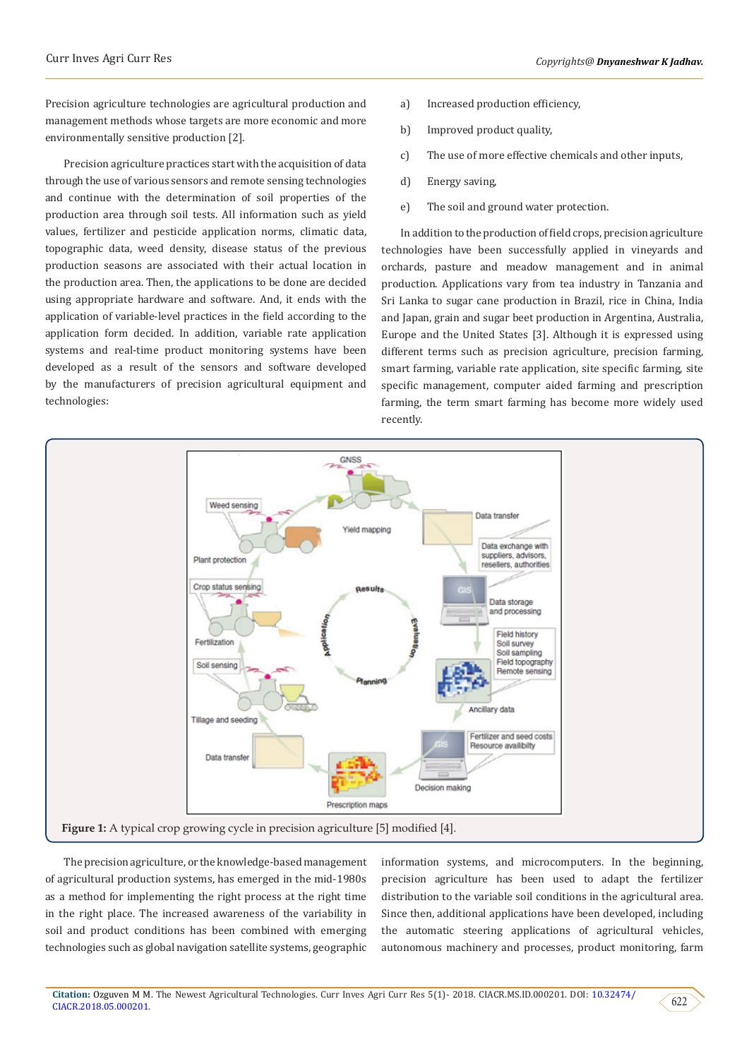Precision agriculture technologies are agricultural production and management methods whose targets are more economic and more environmentally sensitive production [2].

Precision agriculture practices start with the acquisition of data through the use of various sensors and remote sensing technologies and continue with the determination of soil properties of the production area through soil tests. All information such as yield values, fertilizer and pesticide application norms, climatic data, topographic data, weed density, disease status of the previous production seasons are associated with their actual location in the production area. Then, the applications to be done are decided using appropriate hardware and software. And, it ends with the application of variable-level practices in the field according to the application form decided. In addition, variable rate application systems and real-time product monitoring systems have been developed as a result of the sensors and software developed by the manufacturers of precision agricultural equipment and technologies:

a) Increased production efficiency,

b) Improved product quality,

c) The use of more effective chemicals and other inputs,

d) Energy saving,

e) The soil and ground water protection.

In addition to the production of field crops, precision agriculture technologies have been successfully applied in vineyards and orchards, pasture and meadow management and in animal production. Applications vary from tea industry in Tanzania and Sri Lanka to sugar cane production in Brazil, rice in China, India and Japan, grain and sugar beet production in Argentina, Australia, Europe and the United States [3]. Although it is expressed using different terms such as precision agriculture, precision farming, smart farming, variable rate application, site specific farming, site specific management, computer aided farming and prescription farming, the term smart farming has become more widely used recently.

**Figure 1:** A typical crop growing cycle in precision agriculture [5] modified [4].

The precision agriculture, or the knowledge-based management of agricultural production systems, has emerged in the mid-1980s as a method for implementing the right process at the right time in the right place. The increased awareness of the variability in soil and product conditions has been combined with emerging technologies such as global navigation satellite systems, geographic information systems, and microcomputers. In the beginning, precision agriculture has been used to adapt the fertilizer distribution to the variable soil conditions in the agricultural area. Since then, additional applications have been developed, including the automatic steering applications of agricultural vehicles, autonomous machinery and processes, product monitoring, farm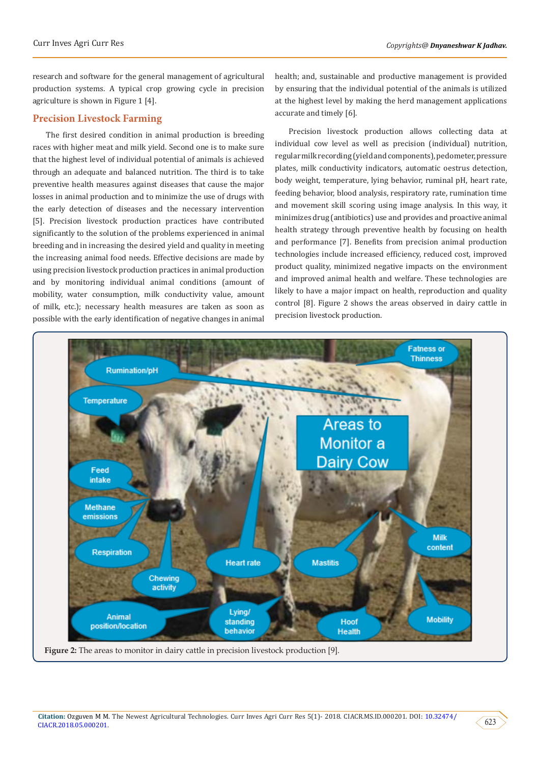research and software for the general management of agricultural production systems. A typical crop growing cycle in precision agriculture is shown in Figure 1 [4].

## Precision Livestock Farming

The first desired condition in animal production is breeding races with higher meat and milk yield. Second one is to make sure that the highest level of individual potential of animals is achieved through an adequate and balanced nutrition. The third is to take preventive health measures against diseases that cause the major losses in animal production and to minimize the use of drugs with the early detection of diseases and the necessary intervention [5]. Precision livestock production practices have contributed significantly to the solution of the problems experienced in animal breeding and in increasing the desired yield and quality in meeting the increasing animal food needs. Effective decisions are made by using precision livestock production practices in animal production and by monitoring individual animal conditions (amount of mobility, water consumption, milk conductivity value, amount of milk, etc.); necessary health measures are taken as soon as possible with the early identification of negative changes in animal health; and, sustainable and productive management is provided by ensuring that the individual potential of the animals is utilized at the highest level by making the herd management applications accurate and timely [6].

Precision livestock production allows collecting data at individual cow level as well as precision (individual) nutrition, regular milk recording (yield and components), pedometer, pressure plates, milk conductivity indicators, automatic oestrus detection, body weight, temperature, lying behavior, ruminal pH, heart rate, feeding behavior, blood analysis, respiratory rate, rumination time and movement skill scoring using image analysis. In this way, it minimizes drug (antibiotics) use and provides and proactive animal health strategy through preventive health by focusing on health and performance [7]. Benefits from precision animal production technologies include increased efficiency, reduced cost, improved product quality, minimized negative impacts on the environment and improved animal health and welfare. These technologies are likely to have a major impact on health, reproduction and quality control [8]. Figure 2 shows the areas observed in dairy cattle in precision livestock production.

**Figure 2:** The areas to monitor in dairy cattle in precision livestock production [9].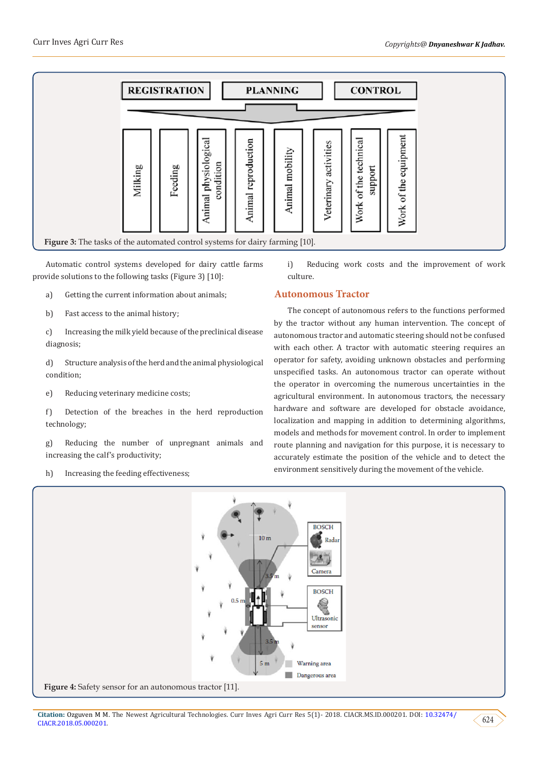**Figure 3:** The tasks of the automated control systems for dairy farming [10].

Automatic control systems developed for dairy cattle farms provide solutions to the following tasks (Figure 3) [10]:

a) Getting the current information about animals;

b) Fast access to the animal history;

c) Increasing the milk yield because of the preclinical disease diagnosis;

d) Structure analysis of the herd and the animal physiological condition;

e) Reducing veterinary medicine costs;

f) Detection of the breaches in the herd reproduction technology;

g) Reducing the number of unpregnant animals and increasing the calf's productivity;

h) Increasing the feeding effectiveness;

i) Reducing work costs and the improvement of work culture.

## Autonomous Tractor

The concept of autonomous refers to the functions performed by the tractor without any human intervention. The concept of autonomous tractor and automatic steering should not be confused with each other. A tractor with automatic steering requires an operator for safety, avoiding unknown obstacles and performing unspecified tasks. An autonomous tractor can operate without the operator in overcoming the numerous uncertainties in the agricultural environment. In autonomous tractors, the necessary hardware and software are developed for obstacle avoidance, localization and mapping in addition to determining algorithms, models and methods for movement control. In order to implement route planning and navigation for this purpose, it is necessary to accurately estimate the position of the vehicle and to detect the environment sensitively during the movement of the vehicle.

**Figure 4:** Safety sensor for an autonomous tractor [11].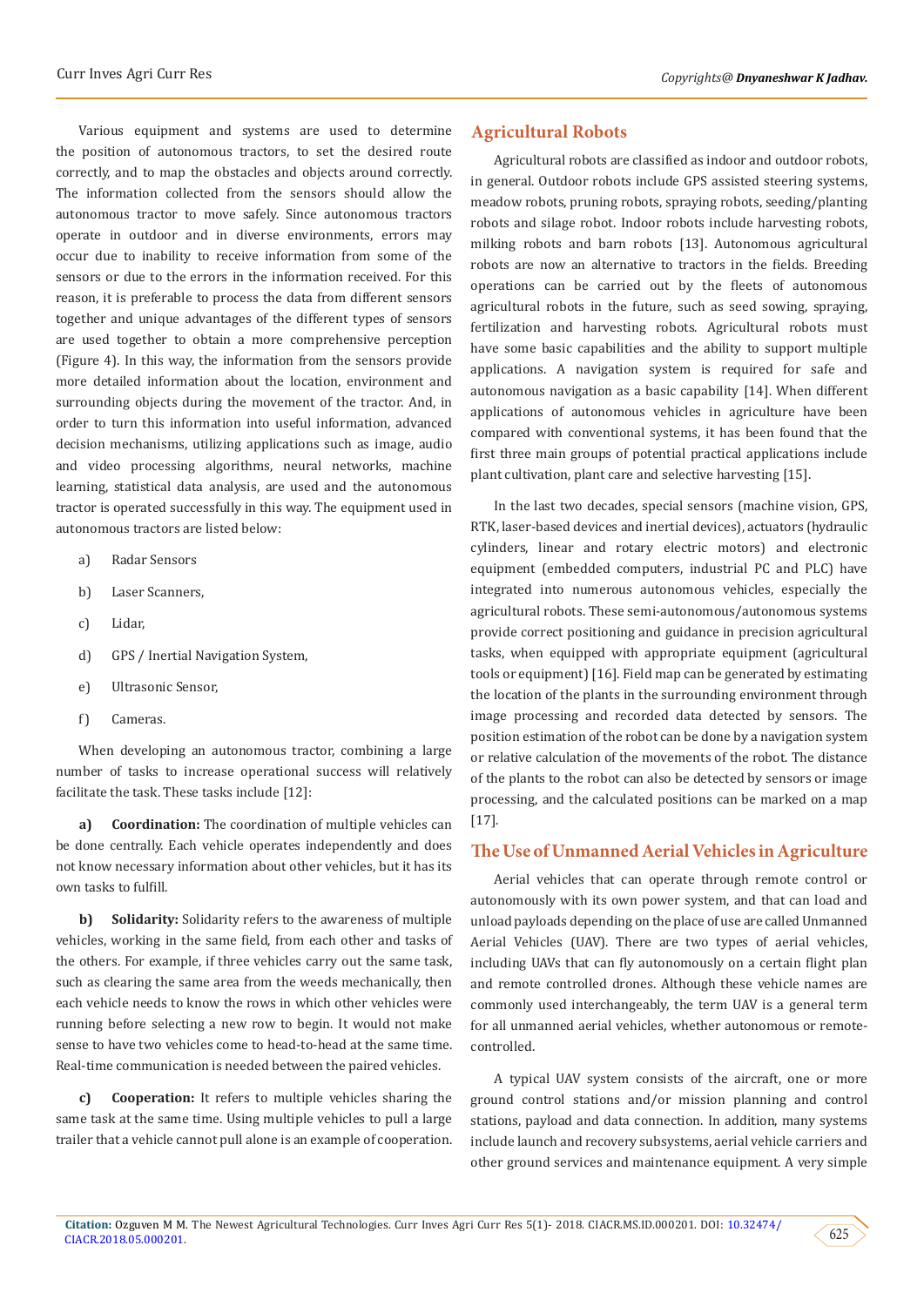Various equipment and systems are used to determine the position of autonomous tractors, to set the desired route correctly, and to map the obstacles and objects around correctly. The information collected from the sensors should allow the autonomous tractor to move safely. Since autonomous tractors operate in outdoor and in diverse environments, errors may occur due to inability to receive information from some of the sensors or due to the errors in the information received. For this reason, it is preferable to process the data from different sensors together and unique advantages of the different types of sensors are used together to obtain a more comprehensive perception (Figure 4). In this way, the information from the sensors provide more detailed information about the location, environment and surrounding objects during the movement of the tractor. And, in order to turn this information into useful information, advanced decision mechanisms, utilizing applications such as image, audio and video processing algorithms, neural networks, machine learning, statistical data analysis, are used and the autonomous tractor is operated successfully in this way. The equipment used in autonomous tractors are listed below:

a) Radar Sensors

b) Laser Scanners,

c) Lidar,

d) GPS / Inertial Navigation System,

e) Ultrasonic Sensor,

f) Cameras.

When developing an autonomous tractor, combining a large number of tasks to increase operational success will relatively facilitate the task. These tasks include [12]:

**a) Coordination:** The coordination of multiple vehicles can be done centrally. Each vehicle operates independently and does not know necessary information about other vehicles, but it has its own tasks to fulfill.

**b) Solidarity:** Solidarity refers to the awareness of multiple vehicles, working in the same field, from each other and tasks of the others. For example, if three vehicles carry out the same task, such as clearing the same area from the weeds mechanically, then each vehicle needs to know the rows in which other vehicles were running before selecting a new row to begin. It would not make sense to have two vehicles come to head-to-head at the same time. Real-time communication is needed between the paired vehicles.

**c) Cooperation:** It refers to multiple vehicles sharing the same task at the same time. Using multiple vehicles to pull a large trailer that a vehicle cannot pull alone is an example of cooperation.

## Agricultural Robots

Agricultural robots are classified as indoor and outdoor robots, in general. Outdoor robots include GPS assisted steering systems, meadow robots, pruning robots, spraying robots, seeding/planting robots and silage robot. Indoor robots include harvesting robots, milking robots and barn robots [13]. Autonomous agricultural robots are now an alternative to tractors in the fields. Breeding operations can be carried out by the fleets of autonomous agricultural robots in the future, such as seed sowing, spraying, fertilization and harvesting robots. Agricultural robots must have some basic capabilities and the ability to support multiple applications. A navigation system is required for safe and autonomous navigation as a basic capability [14]. When different applications of autonomous vehicles in agriculture have been compared with conventional systems, it has been found that the first three main groups of potential practical applications include plant cultivation, plant care and selective harvesting [15].

In the last two decades, special sensors (machine vision, GPS, RTK, laser-based devices and inertial devices), actuators (hydraulic cylinders, linear and rotary electric motors) and electronic equipment (embedded computers, industrial PC and PLC) have integrated into numerous autonomous vehicles, especially the agricultural robots. These semi-autonomous/autonomous systems provide correct positioning and guidance in precision agricultural tasks, when equipped with appropriate equipment (agricultural tools or equipment) [16]. Field map can be generated by estimating the location of the plants in the surrounding environment through image processing and recorded data detected by sensors. The position estimation of the robot can be done by a navigation system or relative calculation of the movements of the robot. The distance of the plants to the robot can also be detected by sensors or image processing, and the calculated positions can be marked on a map [17].

## The Use of Unmanned Aerial Vehicles in Agriculture

Aerial vehicles that can operate through remote control or autonomously with its own power system, and that can load and unload payloads depending on the place of use are called Unmanned Aerial Vehicles (UAV). There are two types of aerial vehicles, including UAVs that can fly autonomously on a certain flight plan and remote controlled drones. Although these vehicle names are commonly used interchangeably, the term UAV is a general term for all unmanned aerial vehicles, whether autonomous or remote-controlled.

A typical UAV system consists of the aircraft, one or more ground control stations and/or mission planning and control stations, payload and data connection. In addition, many systems include launch and recovery subsystems, aerial vehicle carriers and other ground services and maintenance equipment. A very simple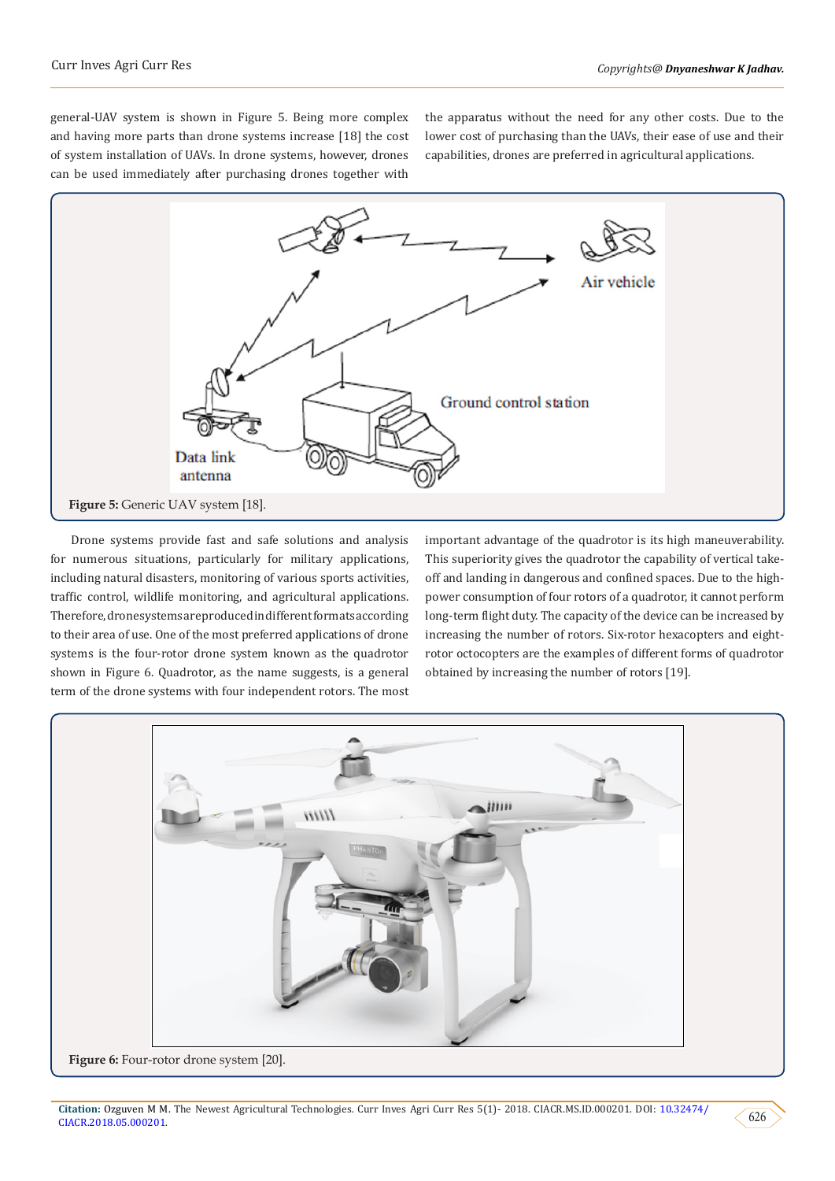general-UAV system is shown in Figure 5. Being more complex and having more parts than drone systems increase [18] the cost of system installation of UAVs. In drone systems, however, drones can be used immediately after purchasing drones together with the apparatus without the need for any other costs. Due to the lower cost of purchasing than the UAVs, their ease of use and their capabilities, drones are preferred in agricultural applications.

**Figure 5:** Generic UAV system [18].

Drone systems provide fast and safe solutions and analysis for numerous situations, particularly for military applications, including natural disasters, monitoring of various sports activities, traffic control, wildlife monitoring, and agricultural applications. Therefore, drone systems are reproduced in different formats according to their area of use. One of the most preferred applications of drone systems is the four-rotor drone system known as the quadrotor shown in Figure 6. Quadrotor, as the name suggests, is a general term of the drone systems with four independent rotors. The most important advantage of the quadrotor is its high maneuverability. This superiority gives the quadrotor the capability of vertical take-off and landing in dangerous and confined spaces. Due to the high-power consumption of four rotors of a quadrotor, it cannot perform long-term flight duty. The capacity of the device can be increased by increasing the number of rotors. Six-rotor hexacopters and eight-rotor octocopters are the examples of different forms of quadrotor obtained by increasing the number of rotors [19].

**Figure 6:** Four-rotor drone system [20].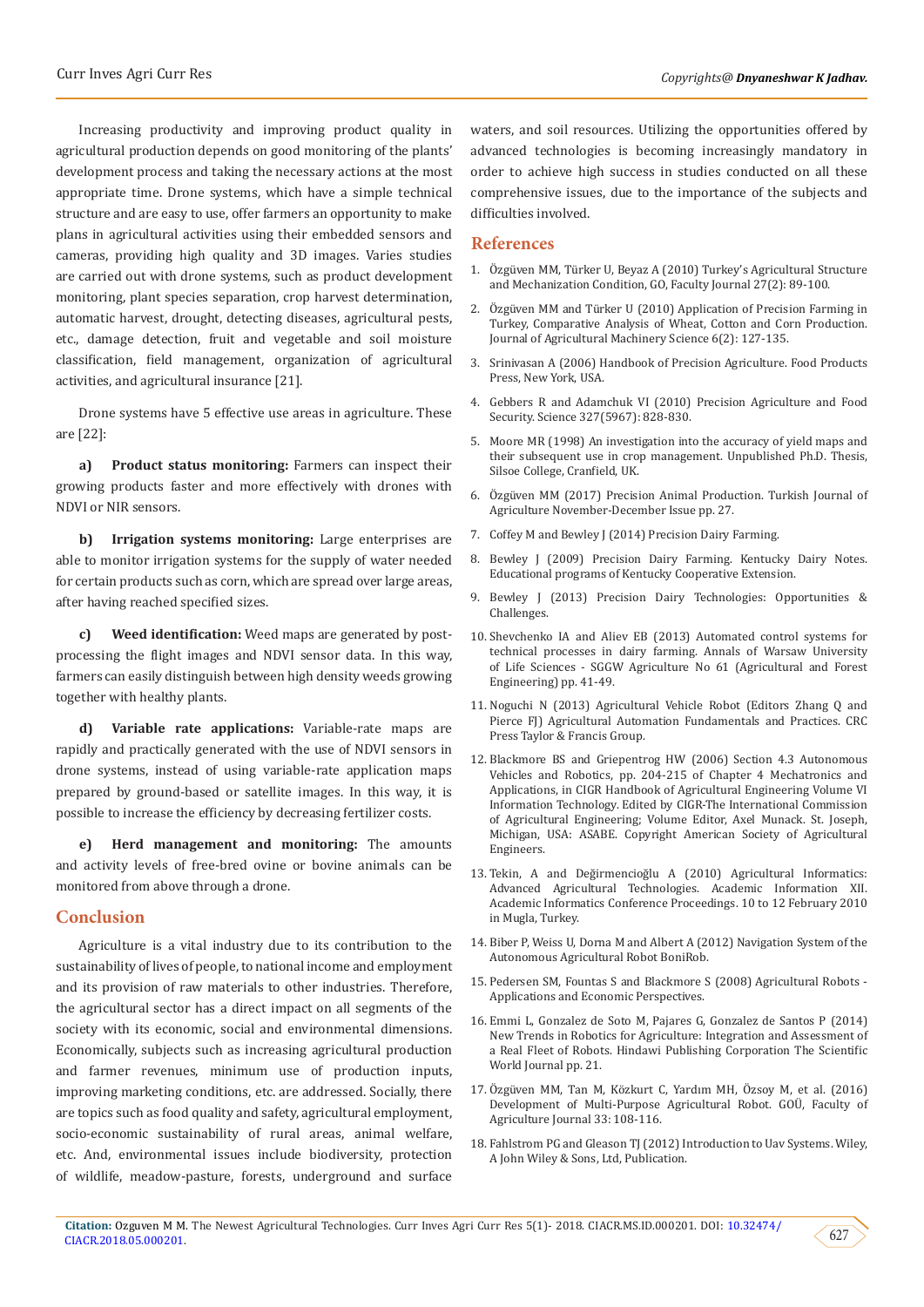Increasing productivity and improving product quality in agricultural production depends on good monitoring of the plants' development process and taking the necessary actions at the most appropriate time. Drone systems, which have a simple technical structure and are easy to use, offer farmers an opportunity to make plans in agricultural activities using their embedded sensors and cameras, providing high quality and 3D images. Varies studies are carried out with drone systems, such as product development monitoring, plant species separation, crop harvest determination, automatic harvest, drought, detecting diseases, agricultural pests, etc., damage detection, fruit and vegetable and soil moisture classification, field management, organization of agricultural activities, and agricultural insurance [21].

Drone systems have 5 effective use areas in agriculture. These are [22]:

**a) Product status monitoring:** Farmers can inspect their growing products faster and more effectively with drones with NDVI or NIR sensors.

**b) Irrigation systems monitoring:** Large enterprises are able to monitor irrigation systems for the supply of water needed for certain products such as corn, which are spread over large areas, after having reached specified sizes.

**c) Weed identification:** Weed maps are generated by post-processing the flight images and NDVI sensor data. In this way, farmers can easily distinguish between high density weeds growing together with healthy plants.

**d) Variable rate applications:** Variable-rate maps are rapidly and practically generated with the use of NDVI sensors in drone systems, instead of using variable-rate application maps prepared by ground-based or satellite images. In this way, it is possible to increase the efficiency by decreasing fertilizer costs.

**e) Herd management and monitoring:** The amounts and activity levels of free-bred ovine or bovine animals can be monitored from above through a drone.

## Conclusion

Agriculture is a vital industry due to its contribution to the sustainability of lives of people, to national income and employment and its provision of raw materials to other industries. Therefore, the agricultural sector has a direct impact on all segments of the society with its economic, social and environmental dimensions. Economically, subjects such as increasing agricultural production and farmer revenues, minimum use of production inputs, improving marketing conditions, etc. are addressed. Socially, there are topics such as food quality and safety, agricultural employment, socio-economic sustainability of rural areas, animal welfare, etc. And, environmental issues include biodiversity, protection of wildlife, meadow-pasture, forests, underground and surface waters, and soil resources. Utilizing the opportunities offered by advanced technologies is becoming increasingly mandatory in order to achieve high success in studies conducted on all these comprehensive issues, due to the importance of the subjects and difficulties involved.

## References

1. Özgüven MM, Türker U, Beyaz A (2010) Turkey's Agricultural Structure and Mechanization Condition, GO, Faculty Journal 27(2): 89-100.
2. Özgüven MM and Türker U (2010) Application of Precision Farming in Turkey, Comparative Analysis of Wheat, Cotton and Corn Production. Journal of Agricultural Machinery Science 6(2): 127-135.
3. Srinivasan A (2006) Handbook of Precision Agriculture. Food Products Press, New York, USA.
4. Gebbers R and Adamchuk VI (2010) Precision Agriculture and Food Security. Science 327(5967): 828-830.
5. Moore MR (1998) An investigation into the accuracy of yield maps and their subsequent use in crop management. Unpublished Ph.D. Thesis, Silsoe College, Cranfield, UK.
6. Özgüven MM (2017) Precision Animal Production. Turkish Journal of Agriculture November-December Issue pp. 27.
7. Coffey M and Bewley J (2014) Precision Dairy Farming.
8. Bewley J (2009) Precision Dairy Farming. Kentucky Dairy Notes. Educational programs of Kentucky Cooperative Extension.
9. Bewley J (2013) Precision Dairy Technologies: Opportunities & Challenges.
10. Shevchenko IA and Aliev EB (2013) Automated control systems for technical processes in dairy farming. Annals of Warsaw University of Life Sciences - SGGW Agriculture No 61 (Agricultural and Forest Engineering) pp. 41-49.
11. Noguchi N (2013) Agricultural Vehicle Robot (Editors Zhang Q and Pierce FJ) Agricultural Automation Fundamentals and Practices. CRC Press Taylor & Francis Group.
12. Blackmore BS and Griepentrog HW (2006) Section 4.3 Autonomous Vehicles and Robotics, pp. 204-215 of Chapter 4 Mechatronics and Applications, in CIGR Handbook of Agricultural Engineering Volume VI Information Technology. Edited by CIGR-The International Commission of Agricultural Engineering; Volume Editor, Axel Munack. St. Joseph, Michigan, USA: ASABE. Copyright American Society of Agricultural Engineers.
13. Tekin, A and Değirmencioğlu A (2010) Agricultural Informatics: Advanced Agricultural Technologies. Academic Information XII. Academic Informatics Conference Proceedings. 10 to 12 February 2010 in Mugla, Turkey.
14. Biber P, Weiss U, Dorna M and Albert A (2012) Navigation System of the Autonomous Agricultural Robot BoniRob.
15. Pedersen SM, Fountas S and Blackmore S (2008) Agricultural Robots - Applications and Economic Perspectives.
16. Emmi L, Gonzalez de Soto M, Pajares G, Gonzalez de Santos P (2014) New Trends in Robotics for Agriculture: Integration and Assessment of a Real Fleet of Robots. Hindawi Publishing Corporation The Scientific World Journal pp. 21.
17. Özgüven MM, Tan M, Közkurt C, Yardım MH, Özsoy M, et al. (2016) Development of Multi-Purpose Agricultural Robot. GOÜ, Faculty of Agriculture Journal 33: 108-116.
18. Fahlstrom PG and Gleason TJ (2012) Introduction to Uav Systems. Wiley, A John Wiley & Sons, Ltd, Publication.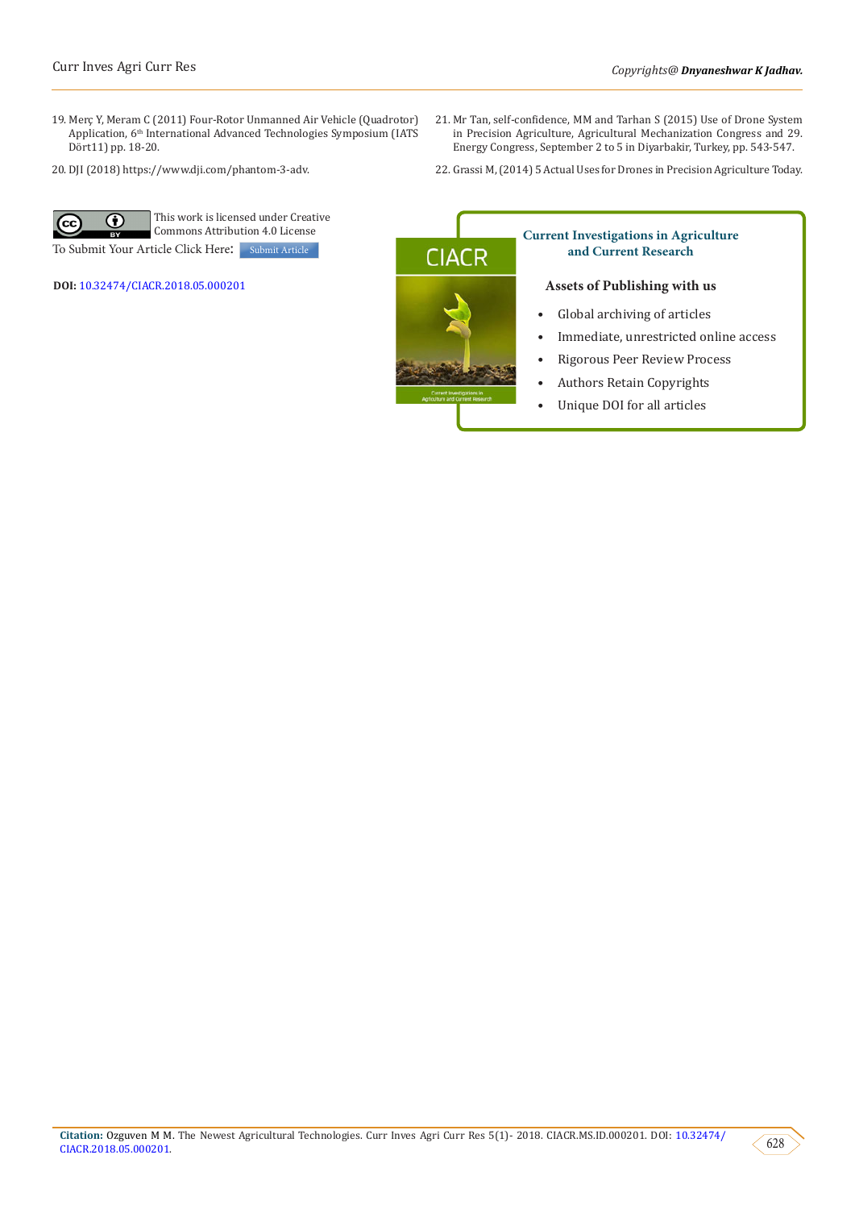19. Merç Y, Meram C (2011) Four-Rotor Unmanned Air Vehicle (Quadrotor) Application, 6th International Advanced Technologies Symposium (IATS Dört11) pp. 18-20.

20. DJI (2018) https://www.dji.com/phantom-3-adv.

21. Mr Tan, self-confidence, MM and Tarhan S (2015) Use of Drone System in Precision Agriculture, Agricultural Mechanization Congress and 29. Energy Congress, September 2 to 5 in Diyarbakir, Turkey, pp. 543-547.

22. Grassi M, (2014) 5 Actual Uses for Drones in Precision Agriculture Today.

This work is licensed under Creative Commons Attribution 4.0 License

To Submit Your Article Click Here: Submit Article

**DOI:** 10.32474/CIACR.2018.05.000201

CIACR

Current Investigations in Agriculture and Current Research

**Current Investigations in Agriculture and Current Research**

**Assets of Publishing with us**

- Global archiving of articles
- Immediate, unrestricted online access
- Rigorous Peer Review Process
- Authors Retain Copyrights
- Unique DOI for all articles

**Citation:** Ozguven M M. The Newest Agricultural Technologies. Curr Inves Agri Curr Res 5(1)- 2018. CIACR.MS.ID.000201. DOI: 10.32474/CIACR.2018.05.000201.